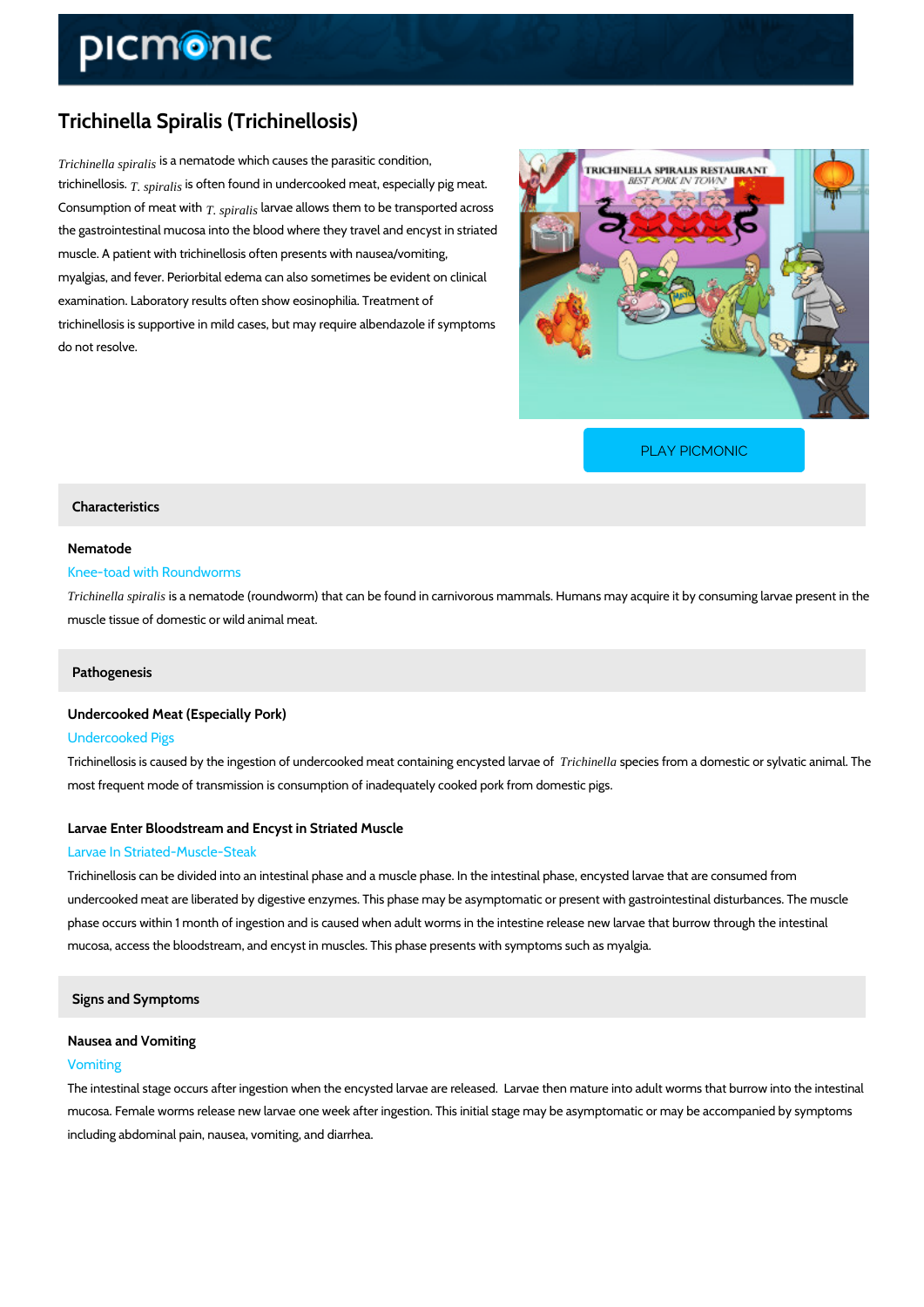# Trichinella Spiralis (Trichinellosis)

*Trichinella spiralis* is a nematode which causes the parasitic condition, trichinellosis. *T. spiralis* is often found in undercooked meat, especially pig meat. Consumption of meat with *T. spiralis* larvae allows them to be transported across the gastrointestinal mucosa into the blood where they travel and encyst in striated muscle. A patient with trichinellosis often presents with nausea/vomiting, myalgias, and fever. Periorbital edema can also sometimes be evident on clinical examination. Laboratory results often show eosinophilia. Treatment of trichinellosis is supportive in mild cases, but may require albendazole if symptoms do not resolve.

PLAY PICMONIC

## Characteristics

### Nematode

Knee-toad with Roundworms

*Trichinella spiralis* is a nematode (roundworm) that can be found in carnivorous mammals. Humans may acquire it by consuming larvae present in the muscle tissue of domestic or wild animal meat.

## Pathogenesis

### Undercooked Meat (Especially Pork)

Undercooked Pigs

Trichinellosis is caused by the ingestion of undercooked meat containing encysted larvae of *Trichinella* species from a domestic or sylvatic animal. The most frequent mode of transmission is consumption of inadequately cooked pork from domestic pigs.

### Larvae Enter Bloodstream and Encyst in Striated Muscle

Larvae In Striated-Muscle-Steak

Trichinellosis can be divided into an intestinal phase and a muscle phase. In the intestinal phase, encysted larvae that are consumed from undercooked meat are liberated by digestive enzymes. This phase may be asymptomatic or present with gastrointestinal disturbances. The muscle phase occurs within 1 month of ingestion and is caused when adult worms in the intestine release new larvae that burrow through the intestinal mucosa, access the bloodstream, and encyst in muscles. This phase presents with symptoms such as myalgia.

## Signs and Symptoms

### Nausea and Vomiting

Vomiting

The intestinal stage occurs after ingestion when the encysted larvae are released. Larvae then mature into adult worms that burrow into the intestinal mucosa. Female worms release new larvae one week after ingestion. This initial stage may be asymptomatic or may be accompanied by symptoms including abdominal pain, nausea, vomiting, and diarrhea.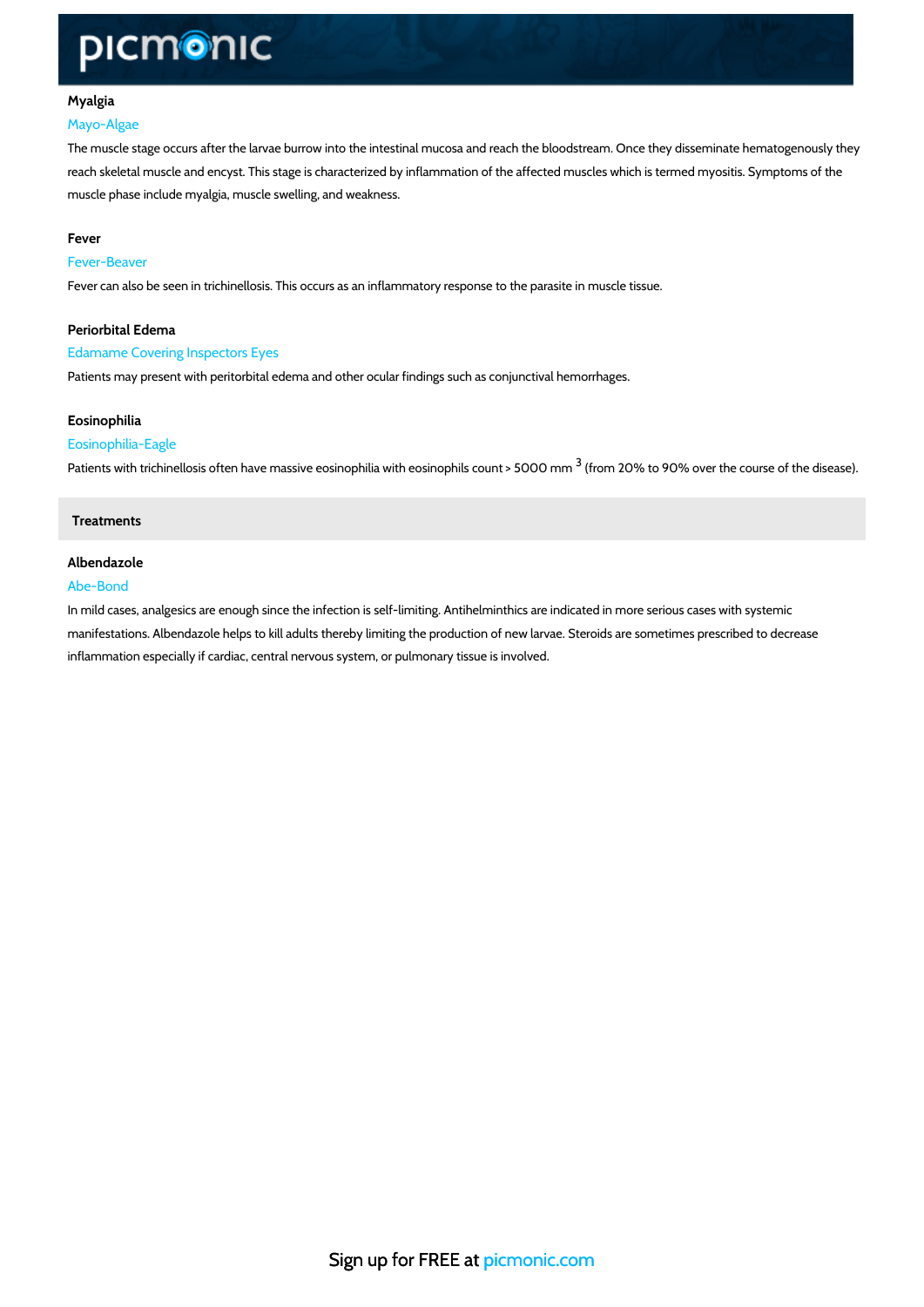**Myalgia**

Mayo-Algae

The muscle stage occurs after the larvae burrow into the intestinal mucosa and reach the bloodstream. Once they disseminate hematogenously they reach skeletal muscle and encyst. This stage is characterized by inflammation of the affected muscles which is termed myositis. Symptoms of the muscle phase include myalgia, muscle swelling, and weakness.

**Fever**

Fever-Beaver

Fever can also be seen in trichinellosis. This occurs as an inflammatory response to the parasite in muscle tissue.

**Periorbital Edema**

Edamame Covering Inspectors Eyes

Patients may present with peritorbital edema and other ocular findings such as conjunctival hemorrhages.

**Eosinophilia**

Eosinophilia-Eagle

Patients with trichinellosis often have massive eosinophilia with eosinophils count > 5000 $mm^3$ (from 20% to 90% over the course of the disease).

## Treatments

**Albendazole**

Abe-Bond

In mild cases, analgesics are enough since the infection is self-limiting. Antihelminthics are indicated in more serious cases with systemic manifestations. Albendazole helps to kill adults thereby limiting the production of new larvae. Steroids are sometimes prescribed to decrease inflammation especially if cardiac, central nervous system, or pulmonary tissue is involved.